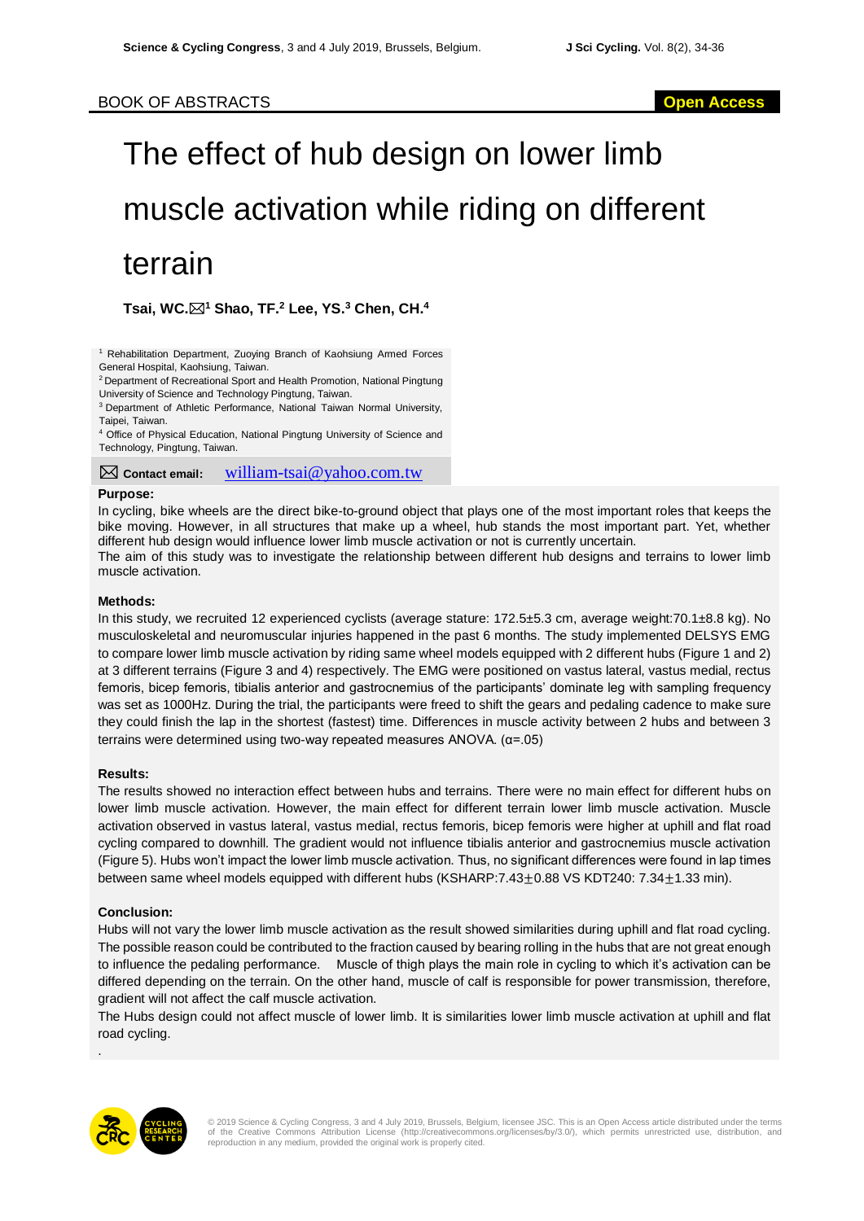BOOK OF ABSTRACTS

Open Access

# The effect of hub design on lower limb muscle activation while riding on different terrain

**Tsai, WC.**[1] **Shao, TF.**[2] **Lee, YS.**[3] **Chen, CH.**[4]

[1] Rehabilitation Department, Zuoying Branch of Kaohsiung Armed Forces General Hospital, Kaohsiung, Taiwan.
[2] Department of Recreational Sport and Health Promotion, National Pingtung University of Science and Technology Pingtung, Taiwan.
[3] Department of Athletic Performance, National Taiwan Normal University, Taipei, Taiwan.
[4] Office of Physical Education, National Pingtung University of Science and Technology, Pingtung, Taiwan.

**Contact email:** william-tsai@yahoo.com.tw

**Purpose:**

In cycling, bike wheels are the direct bike-to-ground object that plays one of the most important roles that keeps the bike moving. However, in all structures that make up a wheel, hub stands the most important part. Yet, whether different hub design would influence lower limb muscle activation or not is currently uncertain.

The aim of this study was to investigate the relationship between different hub designs and terrains to lower limb muscle activation.

**Methods:**

In this study, we recruited 12 experienced cyclists (average stature: 172.5±5.3 cm, average weight:70.1±8.8 kg). No musculoskeletal and neuromuscular injuries happened in the past 6 months. The study implemented DELSYS EMG to compare lower limb muscle activation by riding same wheel models equipped with 2 different hubs (Figure 1 and 2) at 3 different terrains (Figure 3 and 4) respectively. The EMG were positioned on vastus lateral, vastus medial, rectus femoris, bicep femoris, tibialis anterior and gastrocnemius of the participants' dominate leg with sampling frequency was set as 1000Hz. During the trial, the participants were freed to shift the gears and pedaling cadence to make sure they could finish the lap in the shortest (fastest) time. Differences in muscle activity between 2 hubs and between 3 terrains were determined using two-way repeated measures ANOVA. ($\alpha$=.05)

**Results:**

The results showed no interaction effect between hubs and terrains. There were no main effect for different hubs on lower limb muscle activation. However, the main effect for different terrain lower limb muscle activation. Muscle activation observed in vastus lateral, vastus medial, rectus femoris, bicep femoris were higher at uphill and flat road cycling compared to downhill. The gradient would not influence tibialis anterior and gastrocnemius muscle activation (Figure 5). Hubs won't impact the lower limb muscle activation. Thus, no significant differences were found in lap times between same wheel models equipped with different hubs (KSHARP:7.43$\pm$0.88 VS KDT240: 7.34$\pm$1.33 min).

**Conclusion:**

Hubs will not vary the lower limb muscle activation as the result showed similarities during uphill and flat road cycling. The possible reason could be contributed to the fraction caused by bearing rolling in the hubs that are not great enough to influence the pedaling performance. Muscle of thigh plays the main role in cycling to which it's activation can be differed depending on the terrain. On the other hand, muscle of calf is responsible for power transmission, therefore, gradient will not affect the calf muscle activation.

The Hubs design could not affect muscle of lower limb. It is similarities lower limb muscle activation at uphill and flat road cycling.

.

© 2019 Science & Cycling Congress, 3 and 4 July 2019, Brussels, Belgium, licensee JSC. This is an Open Access article distributed under the terms of the Creative Commons Attribution License (http://creativecommons.org/licenses/by/3.0/), which permits unrestricted use, distribution, and reproduction in any medium, provided the original work is properly cited.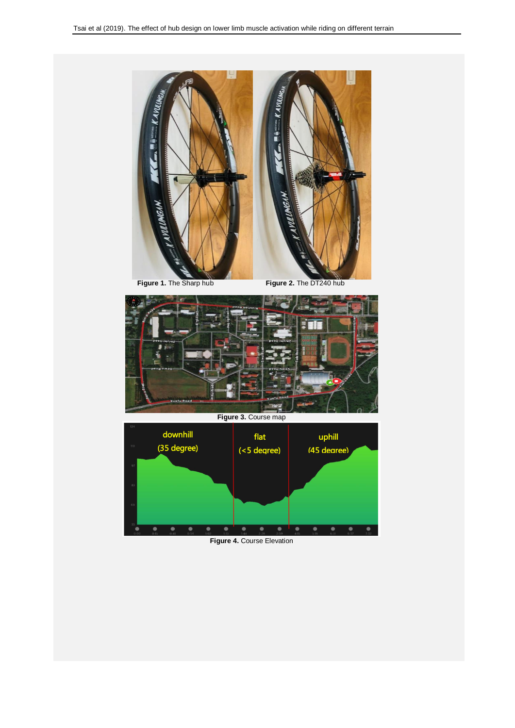Figure 1. The Sharp hub

Figure 2. The DT240 hub

Figure 3. Course map

downhill
(35 degree)
flat
(<5 degree)
uphill
(45 degree)

Figure 4. Course Elevation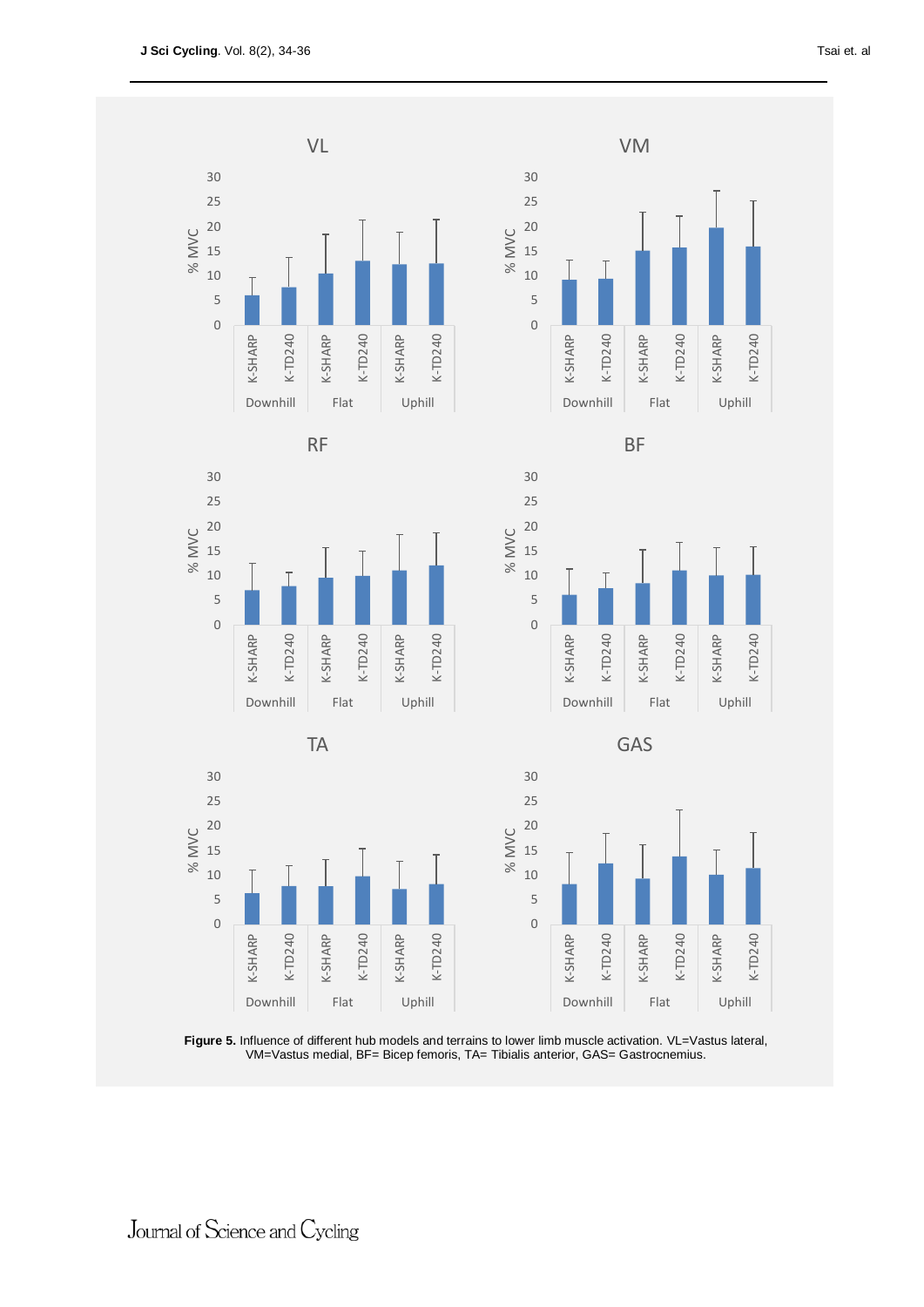VL

30
25
20
15
10
5
0

% MVC

K-SHARP K-TD240 K-SHARP K-TD240 K-SHARP K-TD240

Downhill Flat Uphill

VM

30
25
20
15
10
5
0

% MVC

K-SHARP K-TD240 K-SHARP K-TD240 K-SHARP K-TD240

Downhill Flat Uphill

RF

30
25
20
15
10
5
0

% MVC

K-SHARP K-TD240 K-SHARP K-TD240 K-SHARP K-TD240

Downhill Flat Uphill

BF

30
25
20
15
10
5
0

% MVC

K-SHARP K-TD240 K-SHARP K-TD240 K-SHARP K-TD240

Downhill Flat Uphill

TA

30
25
20
15
10
5
0

% MVC

K-SHARP K-TD240 K-SHARP K-TD240 K-SHARP K-TD240

Downhill Flat Uphill

GAS

30
25
20
15
10
5
0

% MVC

K-SHARP K-TD240 K-SHARP K-TD240 K-SHARP K-TD240

Downhill Flat Uphill

**Figure 5.** Influence of different hub models and terrains to lower limb muscle activation. VL=Vastus lateral, VM=Vastus medial, BF= Bicep femoris, TA= Tibialis anterior, GAS= Gastrocnemius.